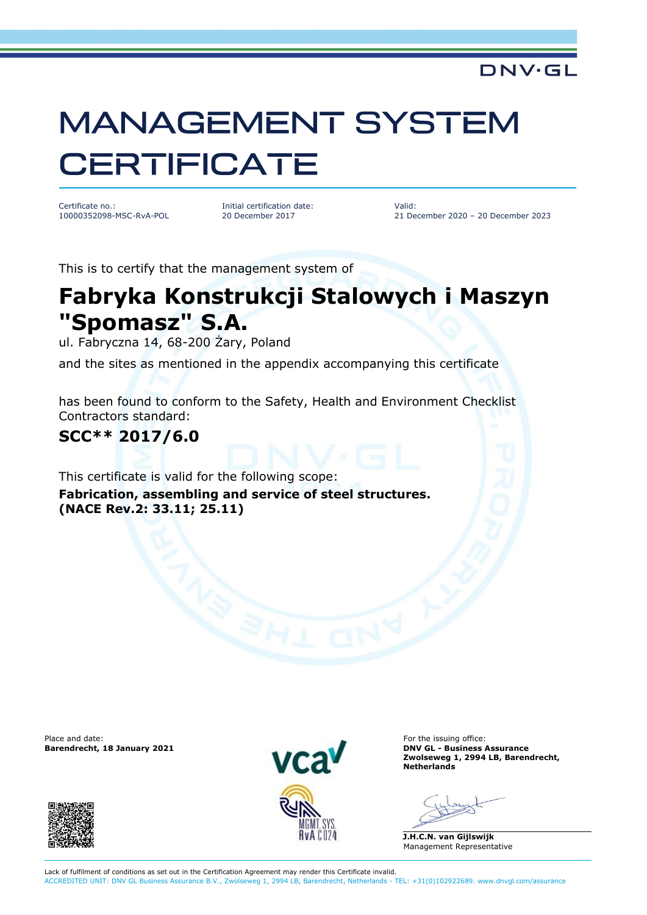DNV·GL

# MANAGEMENT SYSTEM CERTIFICATE

Certificate no.:
10000352098-MSC-RvA-POL

Initial certification date:
20 December 2017

Valid:
21 December 2020 – 20 December 2023

This is to certify that the management system of

## Fabryka Konstrukcji Stalowych i Maszyn "Spomasz" S.A.

ul. Fabryczna 14, 68-200 Żary, Poland

and the sites as mentioned in the appendix accompanying this certificate

has been found to conform to the Safety, Health and Environment Checklist Contractors standard:

### SCC** 2017/6.0

This certificate is valid for the following scope:

**Fabrication, assembling and service of steel structures.**
**(NACE Rev.2: 33.11; 25.11)**

Place and date:
**Barendrecht, 18 January 2021**

vca

MGMT. SYS.
RvA C024

For the issuing office:
**DNV GL - Business Assurance**
**Zwolseweg 1, 2994 LB, Barendrecht, Netherlands**

**J.H.C.N. van Gijlswijk**
Management Representative

Lack of fulfilment of conditions as set out in the Certification Agreement may render this Certificate invalid.
ACCREDITED UNIT: DNV GL Business Assurance B.V., Zwolseweg 1, 2994 LB, Barendrecht, Netherlands - TEL: +31(0)102922689. www.dnvgl.com/assurance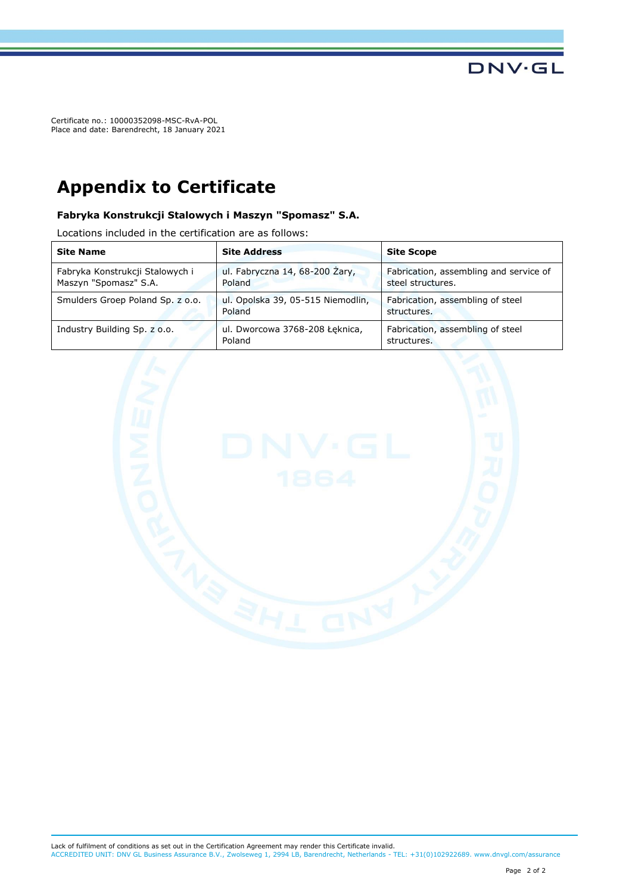Certificate no.: 10000352098-MSC-RvA-POL
Place and date: Barendrecht, 18 January 2021

# Appendix to Certificate

**Fabryka Konstrukcji Stalowych i Maszyn "Spomasz" S.A.**

Locations included in the certification are as follows:

| Site Name | Site Address | Site Scope |
|---|---|---|
| Fabryka Konstrukcji Stalowych i Maszyn "Spomasz" S.A. | ul. Fabryczna 14, 68-200 Żary, Poland | Fabrication, assembling and service of steel structures. |
| Smulders Groep Poland Sp. z o.o. | ul. Opolska 39, 05-515 Niemodlin, Poland | Fabrication, assembling of steel structures. |
| Industry Building Sp. z o.o. | ul. Dworcowa 3768-208 Łęknica, Poland | Fabrication, assembling of steel structures. |

Lack of fulfilment of conditions as set out in the Certification Agreement may render this Certificate invalid.
ACCREDITED UNIT: DNV GL Business Assurance B.V., Zwolseweg 1, 2994 LB, Barendrecht, Netherlands - TEL: +31(0)102922689. www.dnvgl.com/assurance